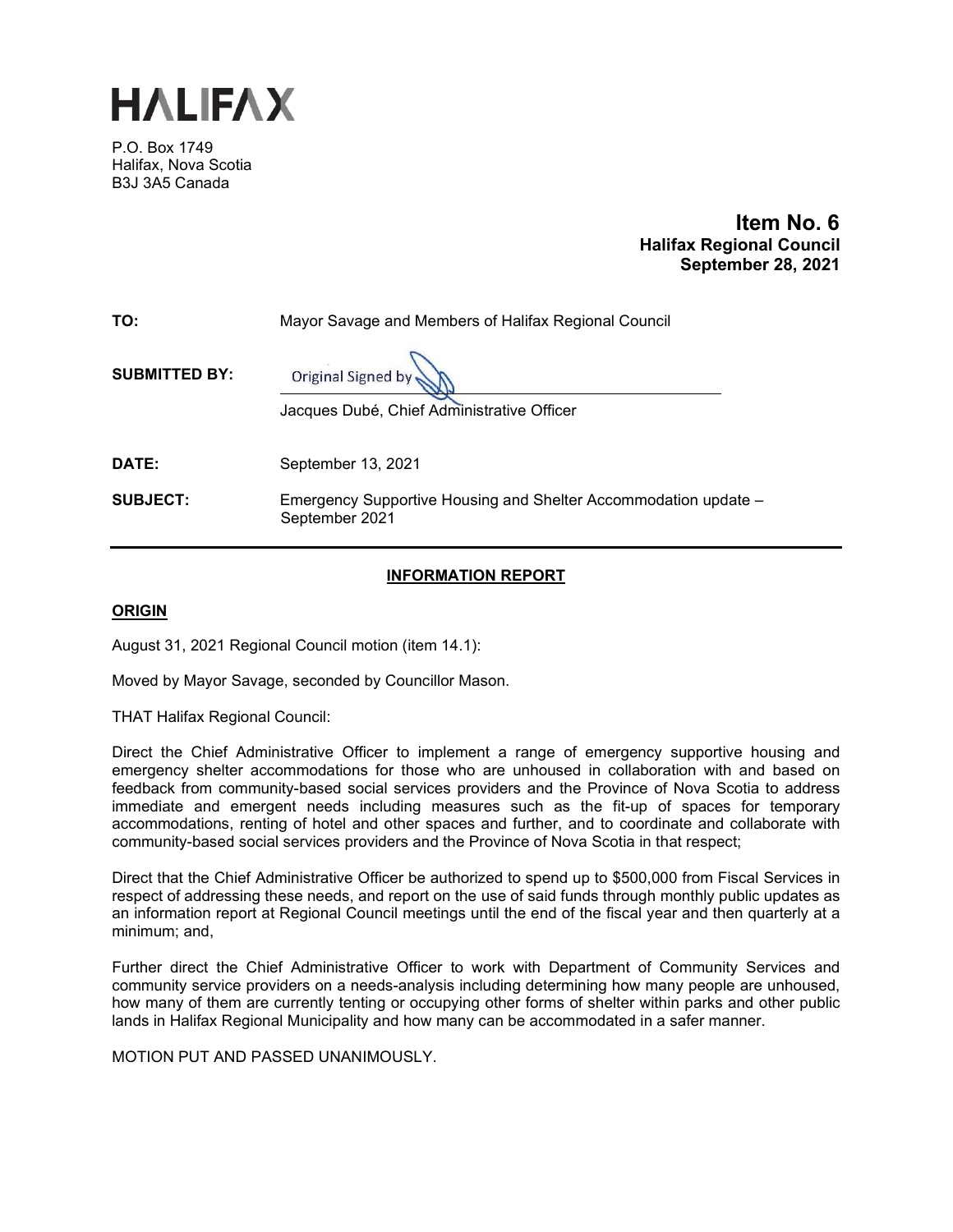# HALIFAX

P.O. Box 1749
Halifax, Nova Scotia
B3J 3A5 Canada

**Item No. 6**
**Halifax Regional Council**
**September 28, 2021**

**TO:** Mayor Savage and Members of Halifax Regional Council

**SUBMITTED BY:** Original Signed by

Jacques Dubé, Chief Administrative Officer

**DATE:** September 13, 2021

**SUBJECT:** Emergency Supportive Housing and Shelter Accommodation update – September 2021

## INFORMATION REPORT

### ORIGIN

August 31, 2021 Regional Council motion (item 14.1):

Moved by Mayor Savage, seconded by Councillor Mason.

THAT Halifax Regional Council:

Direct the Chief Administrative Officer to implement a range of emergency supportive housing and emergency shelter accommodations for those who are unhoused in collaboration with and based on feedback from community-based social services providers and the Province of Nova Scotia to address immediate and emergent needs including measures such as the fit-up of spaces for temporary accommodations, renting of hotel and other spaces and further, and to coordinate and collaborate with community-based social services providers and the Province of Nova Scotia in that respect;

Direct that the Chief Administrative Officer be authorized to spend up to $500,000 from Fiscal Services in respect of addressing these needs, and report on the use of said funds through monthly public updates as an information report at Regional Council meetings until the end of the fiscal year and then quarterly at a minimum; and,

Further direct the Chief Administrative Officer to work with Department of Community Services and community service providers on a needs-analysis including determining how many people are unhoused, how many of them are currently tenting or occupying other forms of shelter within parks and other public lands in Halifax Regional Municipality and how many can be accommodated in a safer manner.

MOTION PUT AND PASSED UNANIMOUSLY.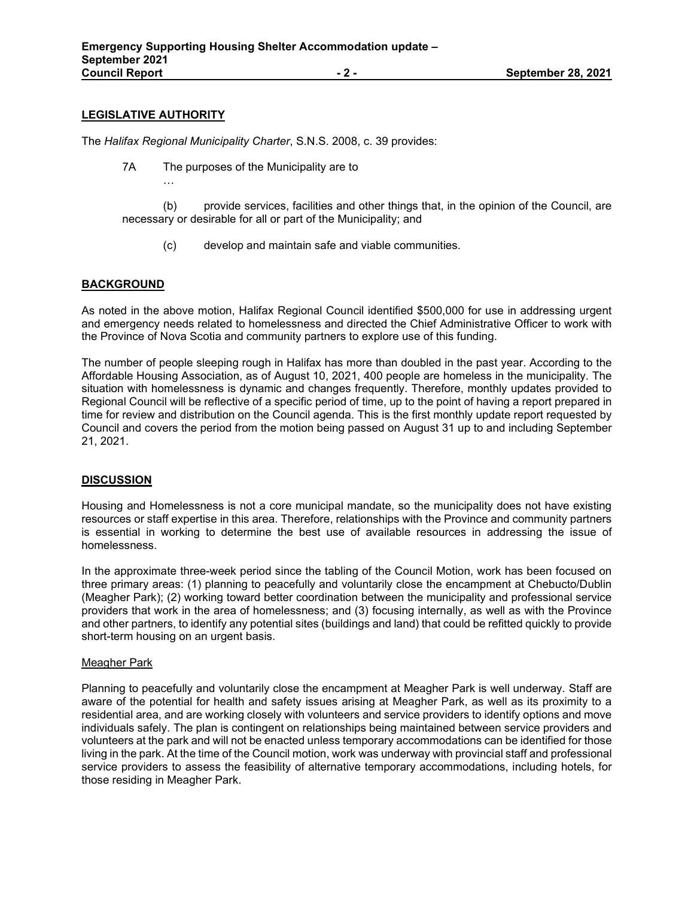## LEGISLATIVE AUTHORITY

The *Halifax Regional Municipality Charter*, S.N.S. 2008, c. 39 provides:

> 7A The purposes of the Municipality are to
>
> …
>
> (b) provide services, facilities and other things that, in the opinion of the Council, are necessary or desirable for all or part of the Municipality; and
>
> (c) develop and maintain safe and viable communities.

## BACKGROUND

As noted in the above motion, Halifax Regional Council identified $500,000 for use in addressing urgent and emergency needs related to homelessness and directed the Chief Administrative Officer to work with the Province of Nova Scotia and community partners to explore use of this funding.

The number of people sleeping rough in Halifax has more than doubled in the past year. According to the Affordable Housing Association, as of August 10, 2021, 400 people are homeless in the municipality. The situation with homelessness is dynamic and changes frequently. Therefore, monthly updates provided to Regional Council will be reflective of a specific period of time, up to the point of having a report prepared in time for review and distribution on the Council agenda. This is the first monthly update report requested by Council and covers the period from the motion being passed on August 31 up to and including September 21, 2021.

## DISCUSSION

Housing and Homelessness is not a core municipal mandate, so the municipality does not have existing resources or staff expertise in this area. Therefore, relationships with the Province and community partners is essential in working to determine the best use of available resources in addressing the issue of homelessness.

In the approximate three-week period since the tabling of the Council Motion, work has been focused on three primary areas: (1) planning to peacefully and voluntarily close the encampment at Chebucto/Dublin (Meagher Park); (2) working toward better coordination between the municipality and professional service providers that work in the area of homelessness; and (3) focusing internally, as well as with the Province and other partners, to identify any potential sites (buildings and land) that could be refitted quickly to provide short-term housing on an urgent basis.

### Meagher Park

Planning to peacefully and voluntarily close the encampment at Meagher Park is well underway. Staff are aware of the potential for health and safety issues arising at Meagher Park, as well as its proximity to a residential area, and are working closely with volunteers and service providers to identify options and move individuals safely. The plan is contingent on relationships being maintained between service providers and volunteers at the park and will not be enacted unless temporary accommodations can be identified for those living in the park. At the time of the Council motion, work was underway with provincial staff and professional service providers to assess the feasibility of alternative temporary accommodations, including hotels, for those residing in Meagher Park.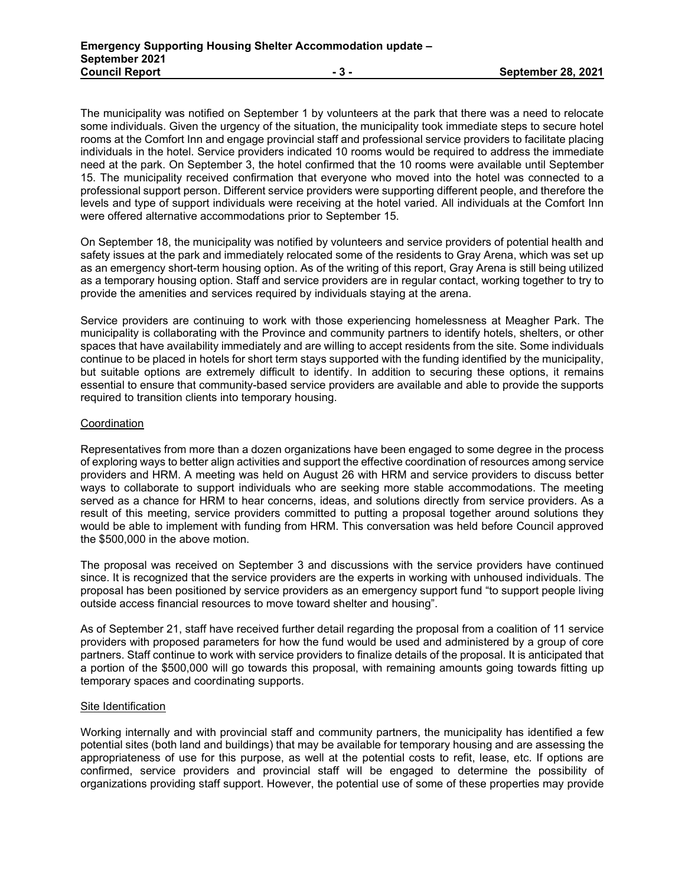The municipality was notified on September 1 by volunteers at the park that there was a need to relocate some individuals. Given the urgency of the situation, the municipality took immediate steps to secure hotel rooms at the Comfort Inn and engage provincial staff and professional service providers to facilitate placing individuals in the hotel. Service providers indicated 10 rooms would be required to address the immediate need at the park. On September 3, the hotel confirmed that the 10 rooms were available until September 15. The municipality received confirmation that everyone who moved into the hotel was connected to a professional support person. Different service providers were supporting different people, and therefore the levels and type of support individuals were receiving at the hotel varied. All individuals at the Comfort Inn were offered alternative accommodations prior to September 15.

On September 18, the municipality was notified by volunteers and service providers of potential health and safety issues at the park and immediately relocated some of the residents to Gray Arena, which was set up as an emergency short-term housing option. As of the writing of this report, Gray Arena is still being utilized as a temporary housing option. Staff and service providers are in regular contact, working together to try to provide the amenities and services required by individuals staying at the arena.

Service providers are continuing to work with those experiencing homelessness at Meagher Park. The municipality is collaborating with the Province and community partners to identify hotels, shelters, or other spaces that have availability immediately and are willing to accept residents from the site. Some individuals continue to be placed in hotels for short term stays supported with the funding identified by the municipality, but suitable options are extremely difficult to identify. In addition to securing these options, it remains essential to ensure that community-based service providers are available and able to provide the supports required to transition clients into temporary housing.

### Coordination

Representatives from more than a dozen organizations have been engaged to some degree in the process of exploring ways to better align activities and support the effective coordination of resources among service providers and HRM. A meeting was held on August 26 with HRM and service providers to discuss better ways to collaborate to support individuals who are seeking more stable accommodations. The meeting served as a chance for HRM to hear concerns, ideas, and solutions directly from service providers. As a result of this meeting, service providers committed to putting a proposal together around solutions they would be able to implement with funding from HRM. This conversation was held before Council approved the $500,000 in the above motion.

The proposal was received on September 3 and discussions with the service providers have continued since. It is recognized that the service providers are the experts in working with unhoused individuals. The proposal has been positioned by service providers as an emergency support fund "to support people living outside access financial resources to move toward shelter and housing".

As of September 21, staff have received further detail regarding the proposal from a coalition of 11 service providers with proposed parameters for how the fund would be used and administered by a group of core partners. Staff continue to work with service providers to finalize details of the proposal. It is anticipated that a portion of the $500,000 will go towards this proposal, with remaining amounts going towards fitting up temporary spaces and coordinating supports.

### Site Identification

Working internally and with provincial staff and community partners, the municipality has identified a few potential sites (both land and buildings) that may be available for temporary housing and are assessing the appropriateness of use for this purpose, as well at the potential costs to refit, lease, etc. If options are confirmed, service providers and provincial staff will be engaged to determine the possibility of organizations providing staff support. However, the potential use of some of these properties may provide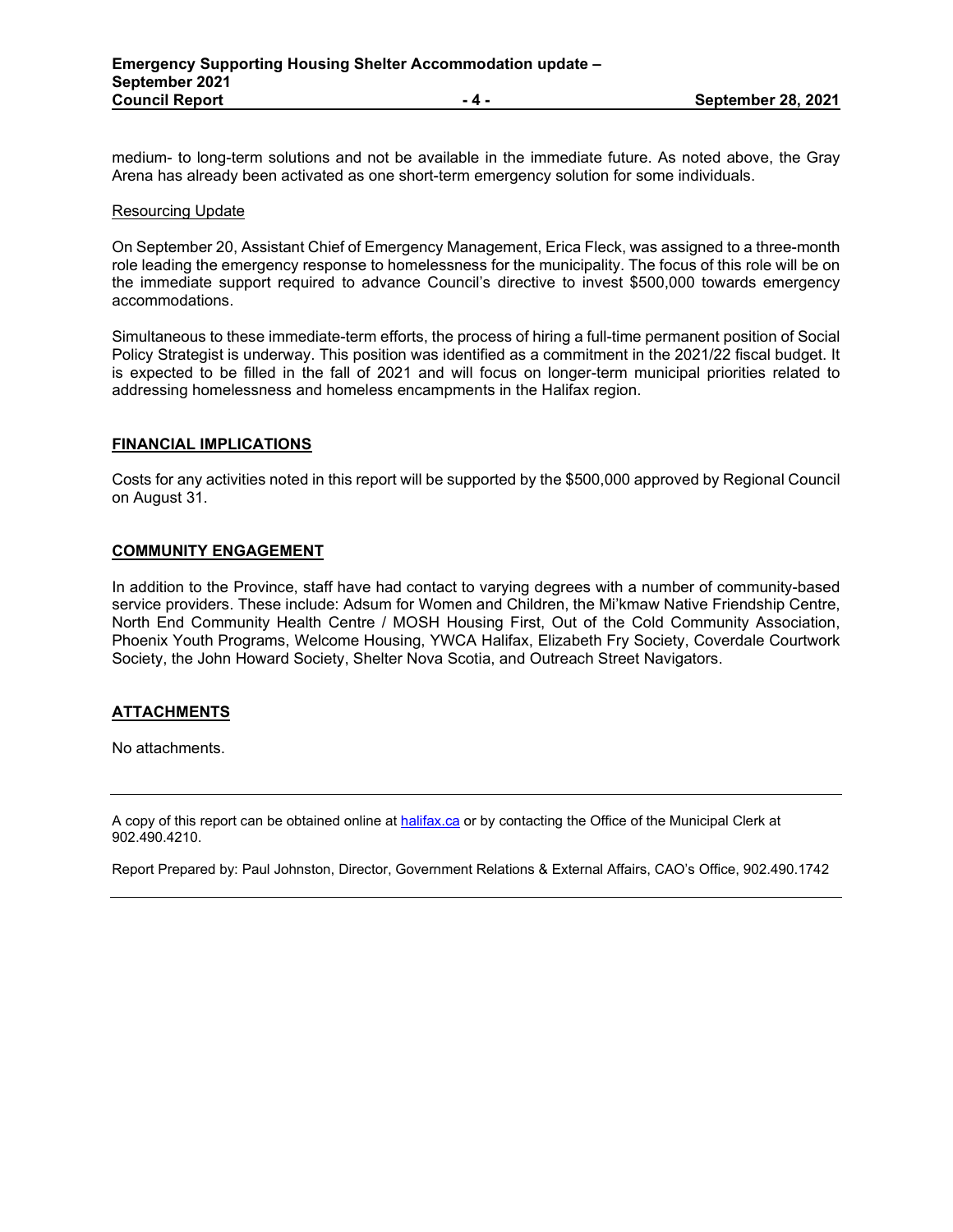medium- to long-term solutions and not be available in the immediate future. As noted above, the Gray Arena has already been activated as one short-term emergency solution for some individuals.

Resourcing Update

On September 20, Assistant Chief of Emergency Management, Erica Fleck, was assigned to a three-month role leading the emergency response to homelessness for the municipality. The focus of this role will be on the immediate support required to advance Council's directive to invest $500,000 towards emergency accommodations.

Simultaneous to these immediate-term efforts, the process of hiring a full-time permanent position of Social Policy Strategist is underway. This position was identified as a commitment in the 2021/22 fiscal budget. It is expected to be filled in the fall of 2021 and will focus on longer-term municipal priorities related to addressing homelessness and homeless encampments in the Halifax region.

## FINANCIAL IMPLICATIONS

Costs for any activities noted in this report will be supported by the $500,000 approved by Regional Council on August 31.

## COMMUNITY ENGAGEMENT

In addition to the Province, staff have had contact to varying degrees with a number of community-based service providers. These include: Adsum for Women and Children, the Mi'kmaw Native Friendship Centre, North End Community Health Centre / MOSH Housing First, Out of the Cold Community Association, Phoenix Youth Programs, Welcome Housing, YWCA Halifax, Elizabeth Fry Society, Coverdale Courtwork Society, the John Howard Society, Shelter Nova Scotia, and Outreach Street Navigators.

## ATTACHMENTS

No attachments.

---

A copy of this report can be obtained online at halifax.ca or by contacting the Office of the Municipal Clerk at 902.490.4210.

Report Prepared by: Paul Johnston, Director, Government Relations & External Affairs, CAO's Office, 902.490.1742

---